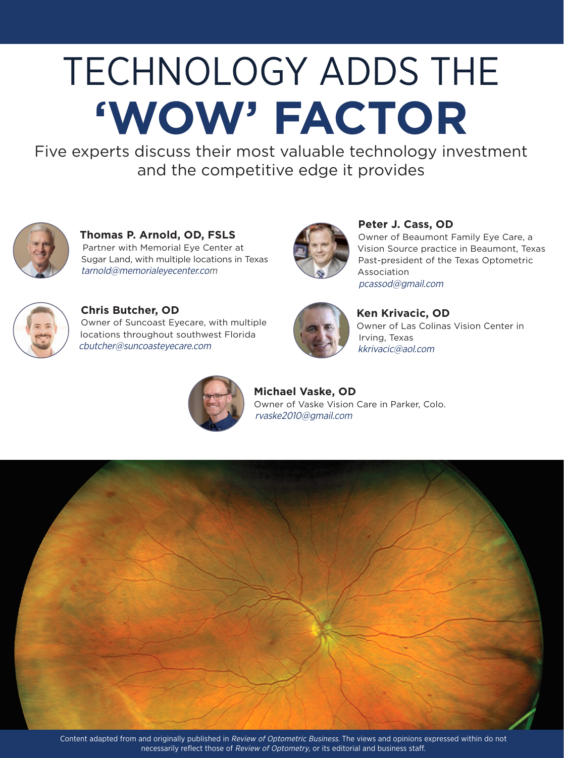# TECHNOLOGY ADDS THE 'WOW' FACTOR

Five experts discuss their most valuable technology investment and the competitive edge it provides

**Thomas P. Arnold, OD, FSLS**
Partner with Memorial Eye Center at Sugar Land, with multiple locations in Texas
*tarnold@memorialeyecenter.com*

**Peter J. Cass, OD**
Owner of Beaumont Family Eye Care, a Vision Source practice in Beaumont, Texas
Past-president of the Texas Optometric Association
*pcassod@gmail.com*

**Chris Butcher, OD**
Owner of Suncoast Eyecare, with multiple locations throughout southwest Florida
*cbutcher@suncoasteyecare.com*

**Ken Krivacic, OD**
Owner of Las Colinas Vision Center in Irving, Texas
*kkrivacic@aol.com*

**Michael Vaske, OD**
Owner of Vaske Vision Care in Parker, Colo.
*rvaske2010@gmail.com*

Content adapted from and originally published in *Review of Optometric Business*. The views and opinions expressed within do not necessarily reflect those of *Review of Optometry*, or its editorial and business staff.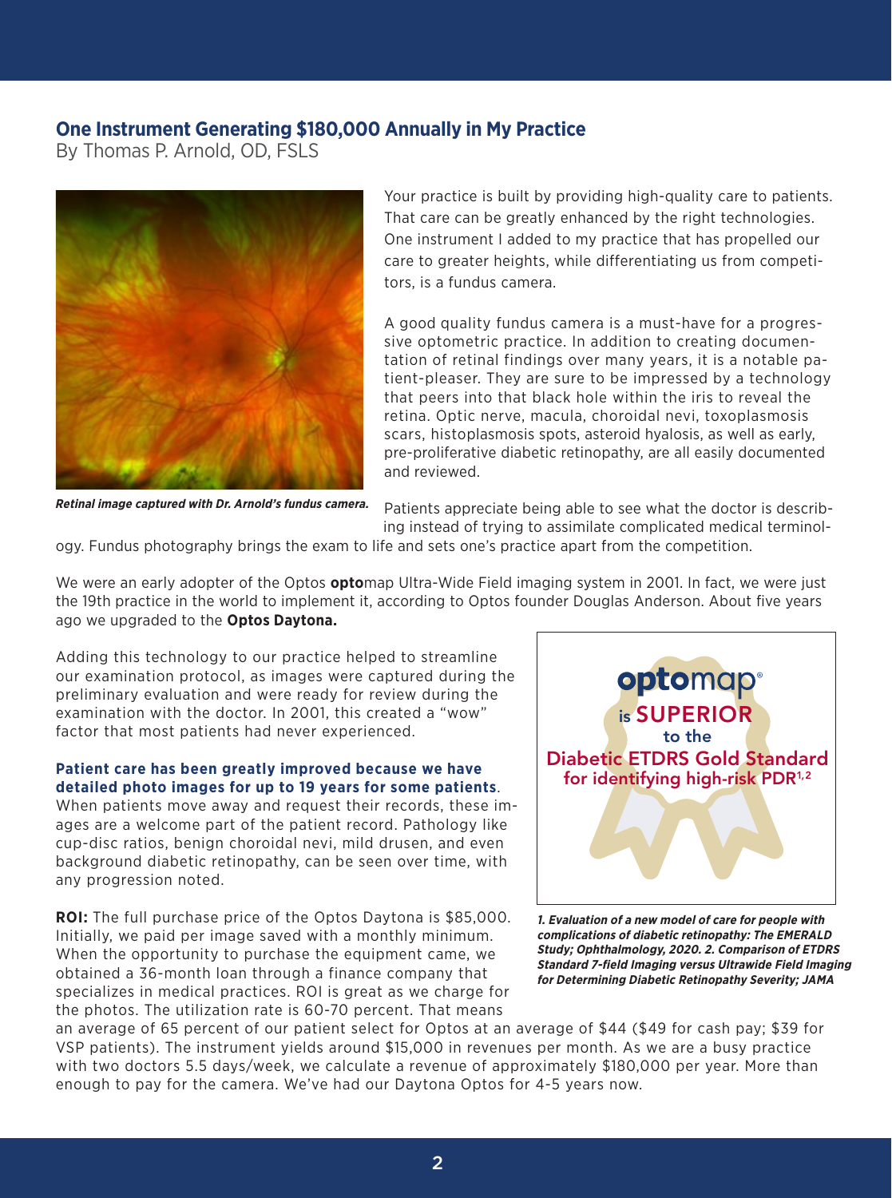## One Instrument Generating $180,000 Annually in My Practice

By Thomas P. Arnold, OD, FSLS

*Retinal image captured with Dr. Arnold's fundus camera.*

Your practice is built by providing high-quality care to patients. That care can be greatly enhanced by the right technologies. One instrument I added to my practice that has propelled our care to greater heights, while differentiating us from competitors, is a fundus camera.

A good quality fundus camera is a must-have for a progressive optometric practice. In addition to creating documentation of retinal findings over many years, it is a notable patient-pleaser. They are sure to be impressed by a technology that peers into that black hole within the iris to reveal the retina. Optic nerve, macula, choroidal nevi, toxoplasmosis scars, histoplasmosis spots, asteroid hyalosis, as well as early, pre-proliferative diabetic retinopathy, are all easily documented and reviewed.

Patients appreciate being able to see what the doctor is describing instead of trying to assimilate complicated medical terminology. Fundus photography brings the exam to life and sets one's practice apart from the competition.

We were an early adopter of the Optos **opto**map Ultra-Wide Field imaging system in 2001. In fact, we were just the 19th practice in the world to implement it, according to Optos founder Douglas Anderson. About five years ago we upgraded to the **Optos Daytona.**

Adding this technology to our practice helped to streamline our examination protocol, as images were captured during the preliminary evaluation and were ready for review during the examination with the doctor. In 2001, this created a "wow" factor that most patients had never experienced.

**Patient care has been greatly improved because we have detailed photo images for up to 19 years for some patients**. When patients move away and request their records, these images are a welcome part of the patient record. Pathology like cup-disc ratios, benign choroidal nevi, mild drusen, and even background diabetic retinopathy, can be seen over time, with any progression noted.

**ROI:** The full purchase price of the Optos Daytona is $85,000. Initially, we paid per image saved with a monthly minimum. When the opportunity to purchase the equipment came, we obtained a 36-month loan through a finance company that specializes in medical practices. ROI is great as we charge for the photos. The utilization rate is 60-70 percent. That means an average of 65 percent of our patient select for Optos at an average of $44 ($49 for cash pay; $39 for VSP patients). The instrument yields around $15,000 in revenues per month. As we are a busy practice with two doctors 5.5 days/week, we calculate a revenue of approximately $180,000 per year. More than enough to pay for the camera. We've had our Daytona Optos for 4-5 years now.

**opto**map® is SUPERIOR to the Diabetic ETDRS Gold Standard for identifying high-risk PDR[1,2]

*1. Evaluation of a new model of care for people with complications of diabetic retinopathy: The EMERALD Study; Ophthalmology, 2020. 2. Comparison of ETDRS Standard 7-field Imaging versus Ultrawide Field Imaging for Determining Diabetic Retinopathy Severity; JAMA*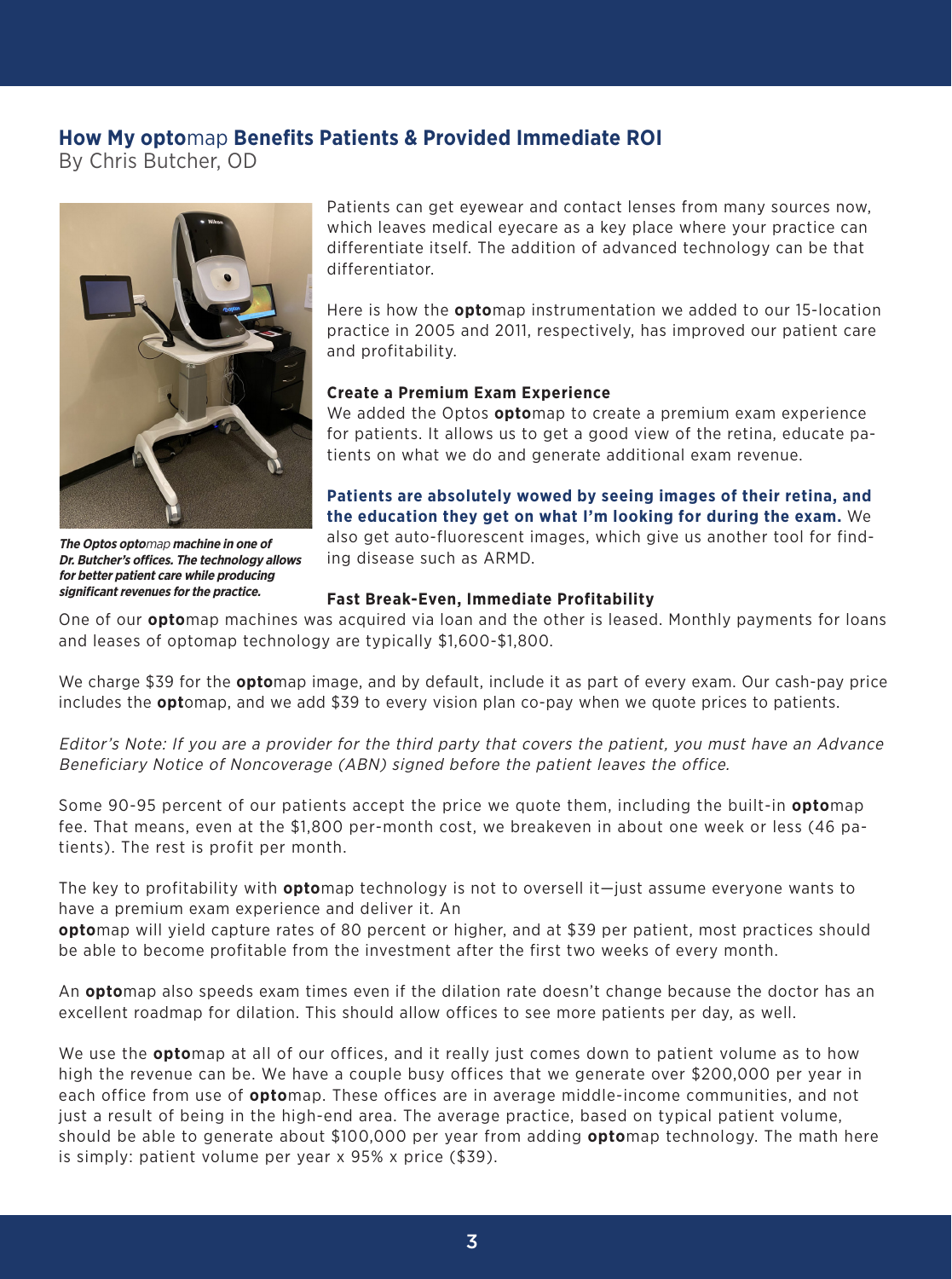## How My **opto**map Benefits Patients & Provided Immediate ROI

By Chris Butcher, OD

*The Optos optomap machine in one of Dr. Butcher's offices. The technology allows for better patient care while producing significant revenues for the practice.*

Patients can get eyewear and contact lenses from many sources now, which leaves medical eyecare as a key place where your practice can differentiate itself. The addition of advanced technology can be that differentiator.

Here is how the **opto**map instrumentation we added to our 15-location practice in 2005 and 2011, respectively, has improved our patient care and profitability.

### Create a Premium Exam Experience

We added the Optos **opto**map to create a premium exam experience for patients. It allows us to get a good view of the retina, educate patients on what we do and generate additional exam revenue.

**Patients are absolutely wowed by seeing images of their retina, and the education they get on what I'm looking for during the exam.** We also get auto-fluorescent images, which give us another tool for finding disease such as ARMD.

### Fast Break-Even, Immediate Profitability

One of our **opto**map machines was acquired via loan and the other is leased. Monthly payments for loans and leases of optomap technology are typically $1,600-$1,800.

We charge $39 for the **opto**map image, and by default, include it as part of every exam. Our cash-pay price includes the **opt**omap, and we add $39 to every vision plan co-pay when we quote prices to patients.

*Editor's Note: If you are a provider for the third party that covers the patient, you must have an Advance Beneficiary Notice of Noncoverage (ABN) signed before the patient leaves the office.*

Some 90-95 percent of our patients accept the price we quote them, including the built-in **opto**map fee. That means, even at the $1,800 per-month cost, we breakeven in about one week or less (46 patients). The rest is profit per month.

The key to profitability with **opto**map technology is not to oversell it—just assume everyone wants to have a premium exam experience and deliver it. An **opto**map will yield capture rates of 80 percent or higher, and at $39 per patient, most practices should be able to become profitable from the investment after the first two weeks of every month.

An **opto**map also speeds exam times even if the dilation rate doesn't change because the doctor has an excellent roadmap for dilation. This should allow offices to see more patients per day, as well.

We use the **opto**map at all of our offices, and it really just comes down to patient volume as to how high the revenue can be. We have a couple busy offices that we generate over $200,000 per year in each office from use of **opto**map. These offices are in average middle-income communities, and not just a result of being in the high-end area. The average practice, based on typical patient volume, should be able to generate about $100,000 per year from adding **opto**map technology. The math here is simply: patient volume per year x 95% x price ($39).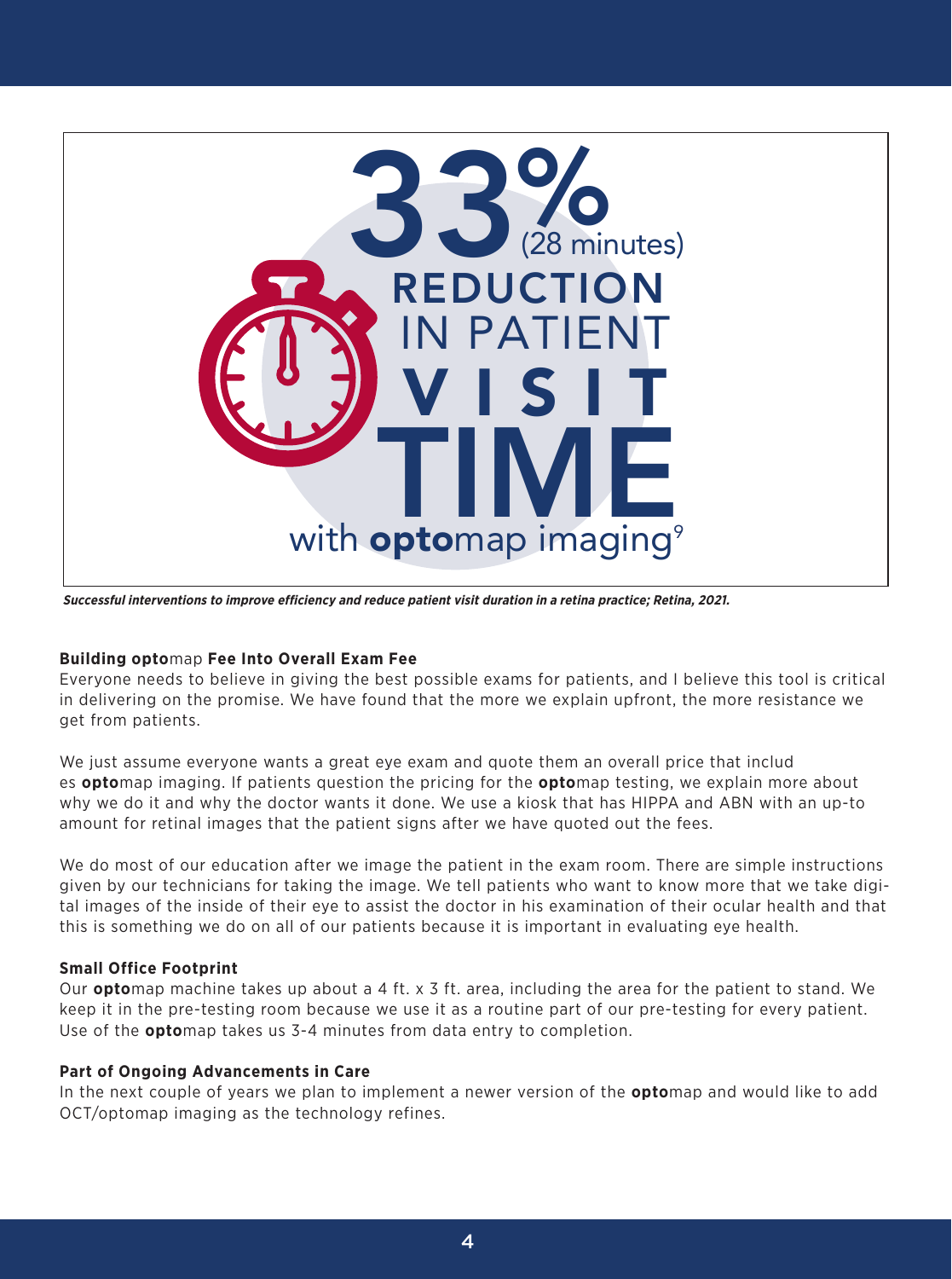**33% (28 minutes) REDUCTION IN PATIENT VISIT TIME with optomap imaging[9]**

*Successful interventions to improve efficiency and reduce patient visit duration in a retina practice; Retina, 2021.*

### Building **opto**map Fee Into Overall Exam Fee

Everyone needs to believe in giving the best possible exams for patients, and I believe this tool is critical in delivering on the promise. We have found that the more we explain upfront, the more resistance we get from patients.

We just assume everyone wants a great eye exam and quote them an overall price that includes **opto**map imaging. If patients question the pricing for the **opto**map testing, we explain more about why we do it and why the doctor wants it done. We use a kiosk that has HIPPA and ABN with an up-to amount for retinal images that the patient signs after we have quoted out the fees.

We do most of our education after we image the patient in the exam room. There are simple instructions given by our technicians for taking the image. We tell patients who want to know more that we take digital images of the inside of their eye to assist the doctor in his examination of their ocular health and that this is something we do on all of our patients because it is important in evaluating eye health.

### Small Office Footprint

Our **opto**map machine takes up about a 4 ft. x 3 ft. area, including the area for the patient to stand. We keep it in the pre-testing room because we use it as a routine part of our pre-testing for every patient. Use of the **opto**map takes us 3-4 minutes from data entry to completion.

### Part of Ongoing Advancements in Care

In the next couple of years we plan to implement a newer version of the **opto**map and would like to add OCT/optomap imaging as the technology refines.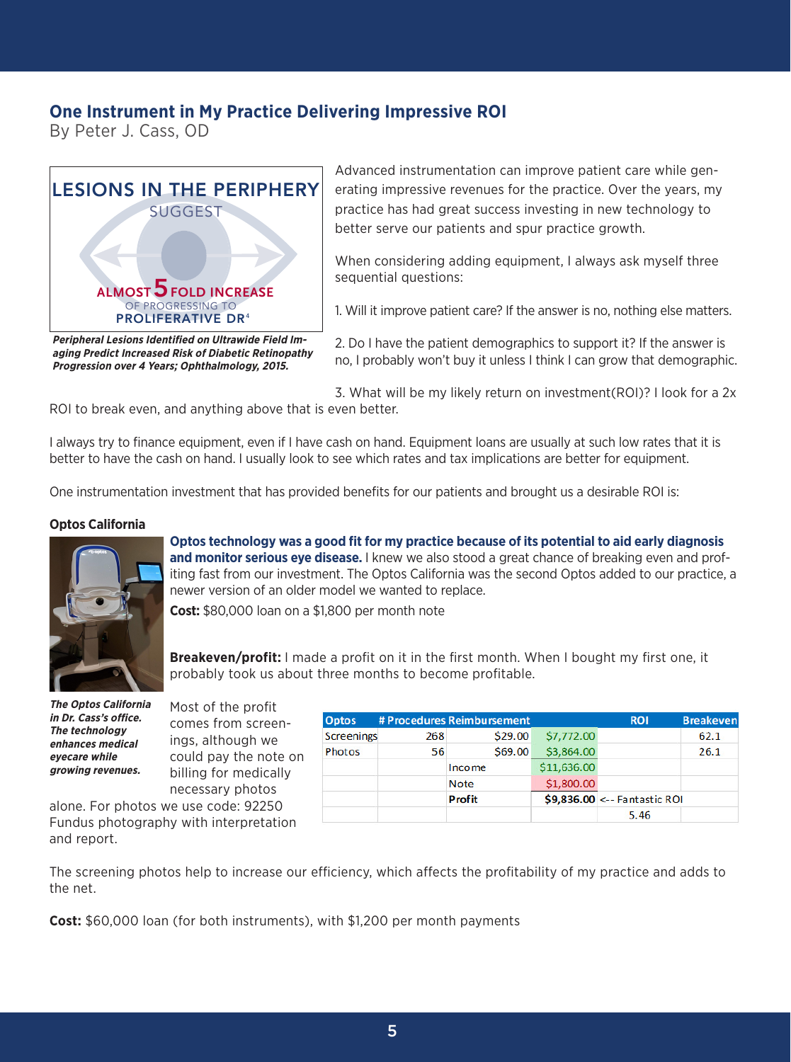## One Instrument in My Practice Delivering Impressive ROI

By Peter J. Cass, OD

LESIONS IN THE PERIPHERY SUGGEST ALMOST 5 FOLD INCREASE OF PROGRESSING TO PROLIFERATIVE DR[4]

***Peripheral Lesions Identified on Ultrawide Field Imaging Predict Increased Risk of Diabetic Retinopathy Progression over 4 Years; Ophthalmology, 2015.***

Advanced instrumentation can improve patient care while generating impressive revenues for the practice. Over the years, my practice has had great success investing in new technology to better serve our patients and spur practice growth.

When considering adding equipment, I always ask myself three sequential questions:

1. Will it improve patient care? If the answer is no, nothing else matters.

2. Do I have the patient demographics to support it? If the answer is no, I probably won't buy it unless I think I can grow that demographic.

3. What will be my likely return on investment(ROI)? I look for a 2x ROI to break even, and anything above that is even better.

I always try to finance equipment, even if I have cash on hand. Equipment loans are usually at such low rates that it is better to have the cash on hand. I usually look to see which rates and tax implications are better for equipment.

One instrumentation investment that has provided benefits for our patients and brought us a desirable ROI is:

### Optos California

**Optos technology was a good fit for my practice because of its potential to aid early diagnosis and monitor serious eye disease.** I knew we also stood a great chance of breaking even and profiting fast from our investment. The Optos California was the second Optos added to our practice, a newer version of an older model we wanted to replace.

**Cost:** $80,000 loan on a $1,800 per month note

**Breakeven/profit:** I made a profit on it in the first month. When I bought my first one, it probably took us about three months to become profitable.

***The Optos California in Dr. Cass's office. The technology enhances medical eyecare while growing revenues.***

Most of the profit comes from screenings, although we could pay the note on billing for medically necessary photos alone. For photos we use code: 92250 Fundus photography with interpretation and report.

| Optos | # Procedures | Reimbursement | | ROI | Breakeven |
|---|---|---|---|---|---|
| Screenings | 268 | $29.00 | $7,772.00 | | 62.1 |
| Photos | 56 | $69.00 | $3,864.00 | | 26.1 |
| | | Income | $11,636.00 | | |
| | | Note | $1,800.00 | | |
| | | **Profit** | **$9,836.00** | <-- Fantastic ROI | |
| | | | | 5.46 | |

The screening photos help to increase our efficiency, which affects the profitability of my practice and adds to the net.

**Cost:** $60,000 loan (for both instruments), with $1,200 per month payments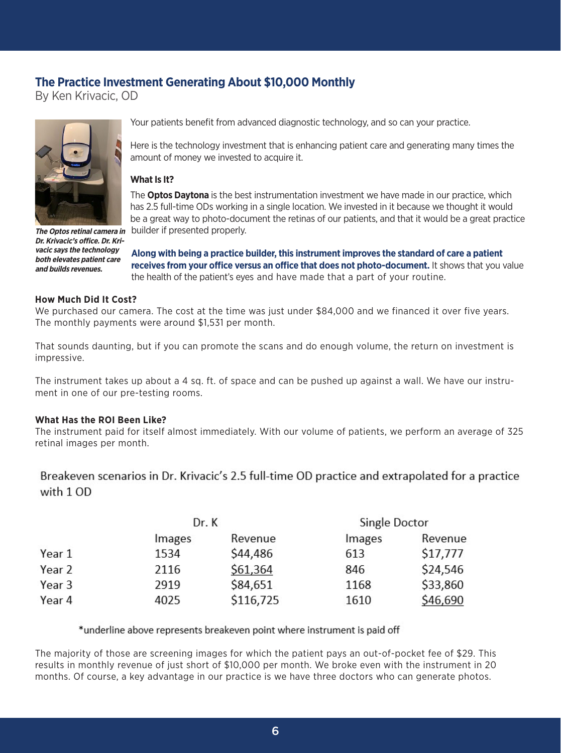## The Practice Investment Generating About $10,000 Monthly

By Ken Krivacic, OD

*The Optos retinal camera in Dr. Krivacic's office. Dr. Krivacic says the technology both elevates patient care and builds revenues.*

Your patients benefit from advanced diagnostic technology, and so can your practice.

Here is the technology investment that is enhancing patient care and generating many times the amount of money we invested to acquire it.

### What Is It?

The **Optos Daytona** is the best instrumentation investment we have made in our practice, which has 2.5 full-time ODs working in a single location. We invested in it because we thought it would be a great way to photo-document the retinas of our patients, and that it would be a great practice builder if presented properly.

**Along with being a practice builder, this instrument improves the standard of care a patient receives from your office versus an office that does not photo-document.** It shows that you value the health of the patient's eyes and have made that a part of your routine.

### How Much Did It Cost?

We purchased our camera. The cost at the time was just under $84,000 and we financed it over five years. The monthly payments were around $1,531 per month.

That sounds daunting, but if you can promote the scans and do enough volume, the return on investment is impressive.

The instrument takes up about a 4 sq. ft. of space and can be pushed up against a wall. We have our instrument in one of our pre-testing rooms.

### What Has the ROI Been Like?

The instrument paid for itself almost immediately. With our volume of patients, we perform an average of 325 retinal images per month.

Breakeven scenarios in Dr. Krivacic's 2.5 full-time OD practice and extrapolated for a practice with 1 OD

| | Dr. K | | Single Doctor | |
|---|---|---|---|---|
| | Images | Revenue | Images | Revenue |
| Year 1 | 1534 | $44,486 | 613 | $17,777 |
| Year 2 | 2116 | <u>$61,364</u> | 846 | $24,546 |
| Year 3 | 2919 | $84,651 | 1168 | $33,860 |
| Year 4 | 4025 | $116,725 | 1610 | <u>$46,690</u> |

*underline above represents breakeven point where instrument is paid off

The majority of those are screening images for which the patient pays an out-of-pocket fee of $29. This results in monthly revenue of just short of $10,000 per month. We broke even with the instrument in 20 months. Of course, a key advantage in our practice is we have three doctors who can generate photos.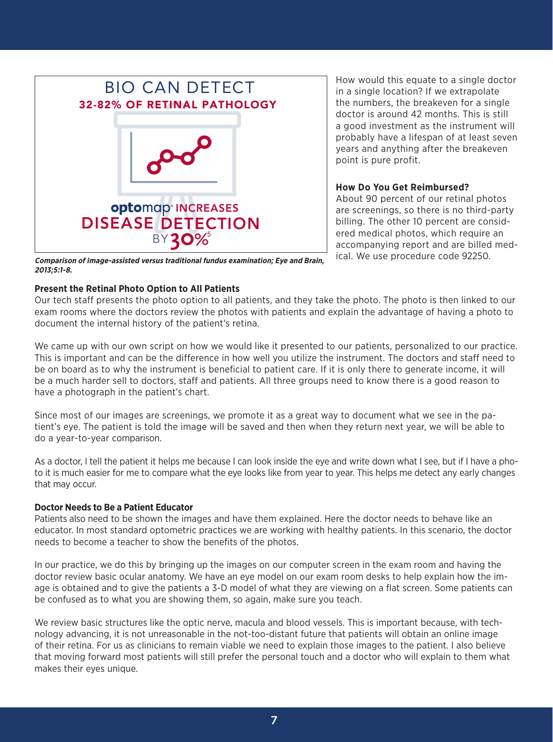BIO CAN DETECT

**32-82% OF RETINAL PATHOLOGY**

**optomap® INCREASES DISEASE DETECTION BY 30%**[5]

***Comparison of image-assisted versus traditional fundus examination; Eye and Brain, 2013;5:1-8.***

How would this equate to a single doctor in a single location? If we extrapolate the numbers, the breakeven for a single doctor is around 42 months. This is still a good investment as the instrument will probably have a lifespan of at least seven years and anything after the breakeven point is pure profit.

**How Do You Get Reimbursed?**

About 90 percent of our retinal photos are screenings, so there is no third-party billing. The other 10 percent are considered medical photos, which require an accompanying report and are billed medical. We use procedure code 92250.

**Present the Retinal Photo Option to All Patients**

Our tech staff presents the photo option to all patients, and they take the photo. The photo is then linked to our exam rooms where the doctors review the photos with patients and explain the advantage of having a photo to document the internal history of the patient's retina.

We came up with our own script on how we would like it presented to our patients, personalized to our practice. This is important and can be the difference in how well you utilize the instrument. The doctors and staff need to be on board as to why the instrument is beneficial to patient care. If it is only there to generate income, it will be a much harder sell to doctors, staff and patients. All three groups need to know there is a good reason to have a photograph in the patient's chart.

Since most of our images are screenings, we promote it as a great way to document what we see in the patient's eye. The patient is told the image will be saved and then when they return next year, we will be able to do a year-to-year comparison.

As a doctor, I tell the patient it helps me because I can look inside the eye and write down what I see, but if I have a photo to it is much easier for me to compare what the eye looks like from year to year. This helps me detect any early changes that may occur.

**Doctor Needs to Be a Patient Educator**

Patients also need to be shown the images and have them explained. Here the doctor needs to behave like an educator. In most standard optometric practices we are working with healthy patients. In this scenario, the doctor needs to become a teacher to show the benefits of the photos.

In our practice, we do this by bringing up the images on our computer screen in the exam room and having the doctor review basic ocular anatomy. We have an eye model on our exam room desks to help explain how the image is obtained and to give the patients a 3-D model of what they are viewing on a flat screen. Some patients can be confused as to what you are showing them, so again, make sure you teach.

We review basic structures like the optic nerve, macula and blood vessels. This is important because, with technology advancing, it is not unreasonable in the not-too-distant future that patients will obtain an online image of their retina. For us as clinicians to remain viable we need to explain those images to the patient. I also believe that moving forward most patients will still prefer the personal touch and a doctor who will explain to them what makes their eyes unique.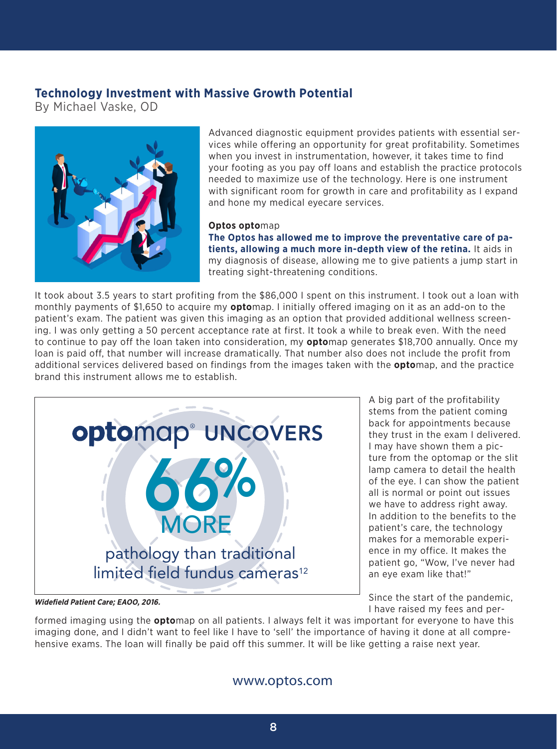## Technology Investment with Massive Growth Potential

By Michael Vaske, OD

Advanced diagnostic equipment provides patients with essential services while offering an opportunity for great profitability. Sometimes when you invest in instrumentation, however, it takes time to find your footing as you pay off loans and establish the practice protocols needed to maximize use of the technology. Here is one instrument with significant room for growth in care and profitability as I expand and hone my medical eyecare services.

**Optos opto**map

**The Optos has allowed me to improve the preventative care of patients, allowing a much more in-depth view of the retina.** It aids in my diagnosis of disease, allowing me to give patients a jump start in treating sight-threatening conditions.

It took about 3.5 years to start profiting from the $86,000 I spent on this instrument. I took out a loan with monthly payments of $1,650 to acquire my **opto**map. I initially offered imaging on it as an add-on to the patient's exam. The patient was given this imaging as an option that provided additional wellness screening. I was only getting a 50 percent acceptance rate at first. It took a while to break even. With the need to continue to pay off the loan taken into consideration, my **opto**map generates $18,700 annually. Once my loan is paid off, that number will increase dramatically. That number also does not include the profit from additional services delivered based on findings from the images taken with the **opto**map, and the practice brand this instrument allows me to establish.

**opto**map® UNCOVERS

66% MORE

pathology than traditional limited field fundus cameras[12]

***Widefield Patient Care; EAOO, 2016.***

A big part of the profitability stems from the patient coming back for appointments because they trust in the exam I delivered. I may have shown them a picture from the optomap or the slit lamp camera to detail the health of the eye. I can show the patient all is normal or point out issues we have to address right away. In addition to the benefits to the patient's care, the technology makes for a memorable experience in my office. It makes the patient go, "Wow, I've never had an eye exam like that!"

Since the start of the pandemic, I have raised my fees and performed imaging using the **opto**map on all patients. I always felt it was important for everyone to have this imaging done, and I didn't want to feel like I have to 'sell' the importance of having it done at all comprehensive exams. The loan will finally be paid off this summer. It will be like getting a raise next year.

www.optos.com